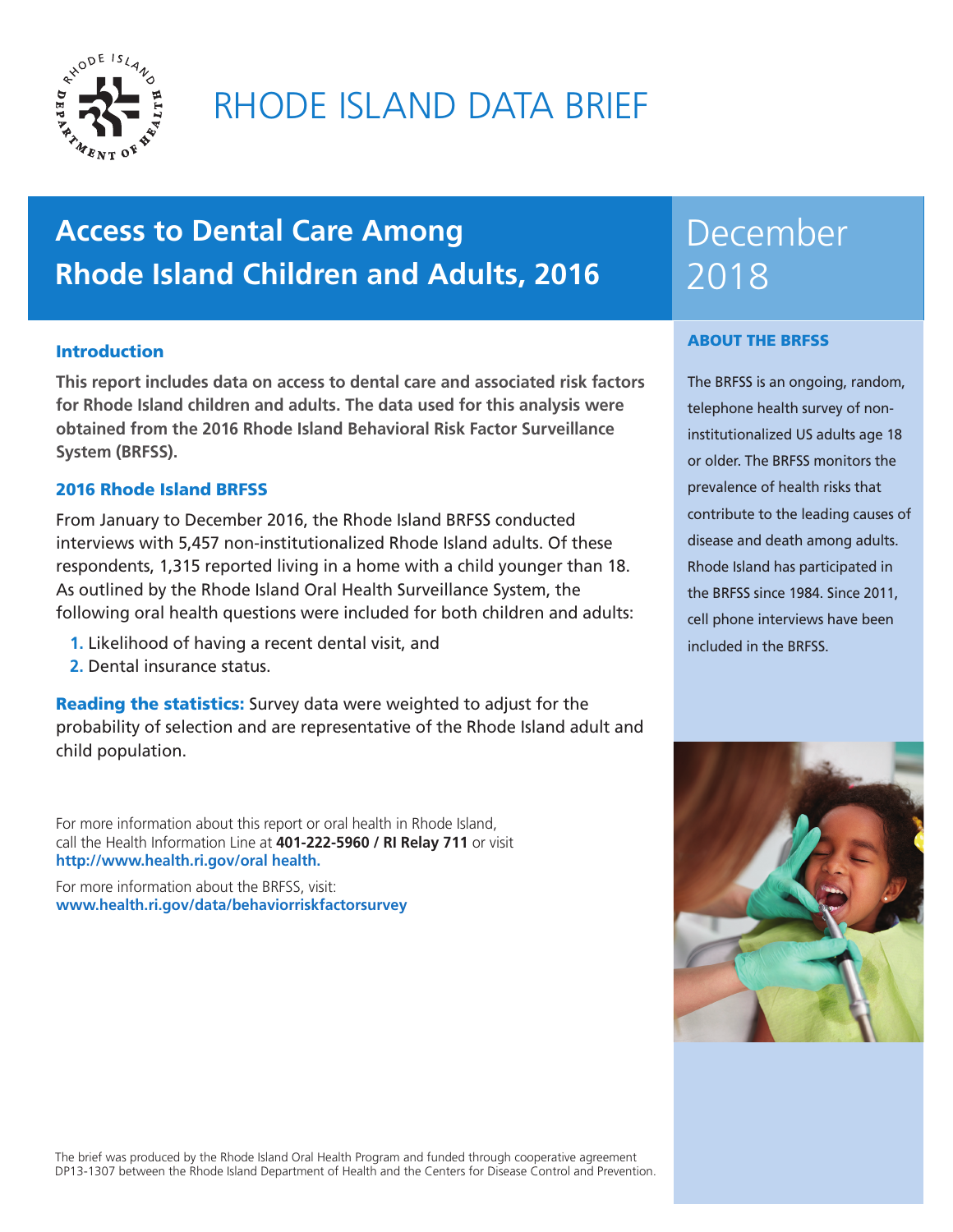# RHODE ISLAND DATA BRIEF

## Access to Dental Care Among Rhode Island Children and Adults, 2016

December 2018

### Introduction

**This report includes data on access to dental care and associated risk factors for Rhode Island children and adults. The data used for this analysis were obtained from the 2016 Rhode Island Behavioral Risk Factor Surveillance System (BRFSS).**

### 2016 Rhode Island BRFSS

From January to December 2016, the Rhode Island BRFSS conducted interviews with 5,457 non-institutionalized Rhode Island adults. Of these respondents, 1,315 reported living in a home with a child younger than 18. As outlined by the Rhode Island Oral Health Surveillance System, the following oral health questions were included for both children and adults:

1. Likelihood of having a recent dental visit, and
2. Dental insurance status.

**Reading the statistics:** Survey data were weighted to adjust for the probability of selection and are representative of the Rhode Island adult and child population.

For more information about this report or oral health in Rhode Island, call the Health Information Line at **401-222-5960 / RI Relay 711** or visit **http://www.health.ri.gov/oral health.**

For more information about the BRFSS, visit: **www.health.ri.gov/data/behaviorriskfactorsurvey**

### ABOUT THE BRFSS

The BRFSS is an ongoing, random, telephone health survey of non-institutionalized US adults age 18 or older. The BRFSS monitors the prevalence of health risks that contribute to the leading causes of disease and death among adults. Rhode Island has participated in the BRFSS since 1984. Since 2011, cell phone interviews have been included in the BRFSS.

The brief was produced by the Rhode Island Oral Health Program and funded through cooperative agreement DP13-1307 between the Rhode Island Department of Health and the Centers for Disease Control and Prevention.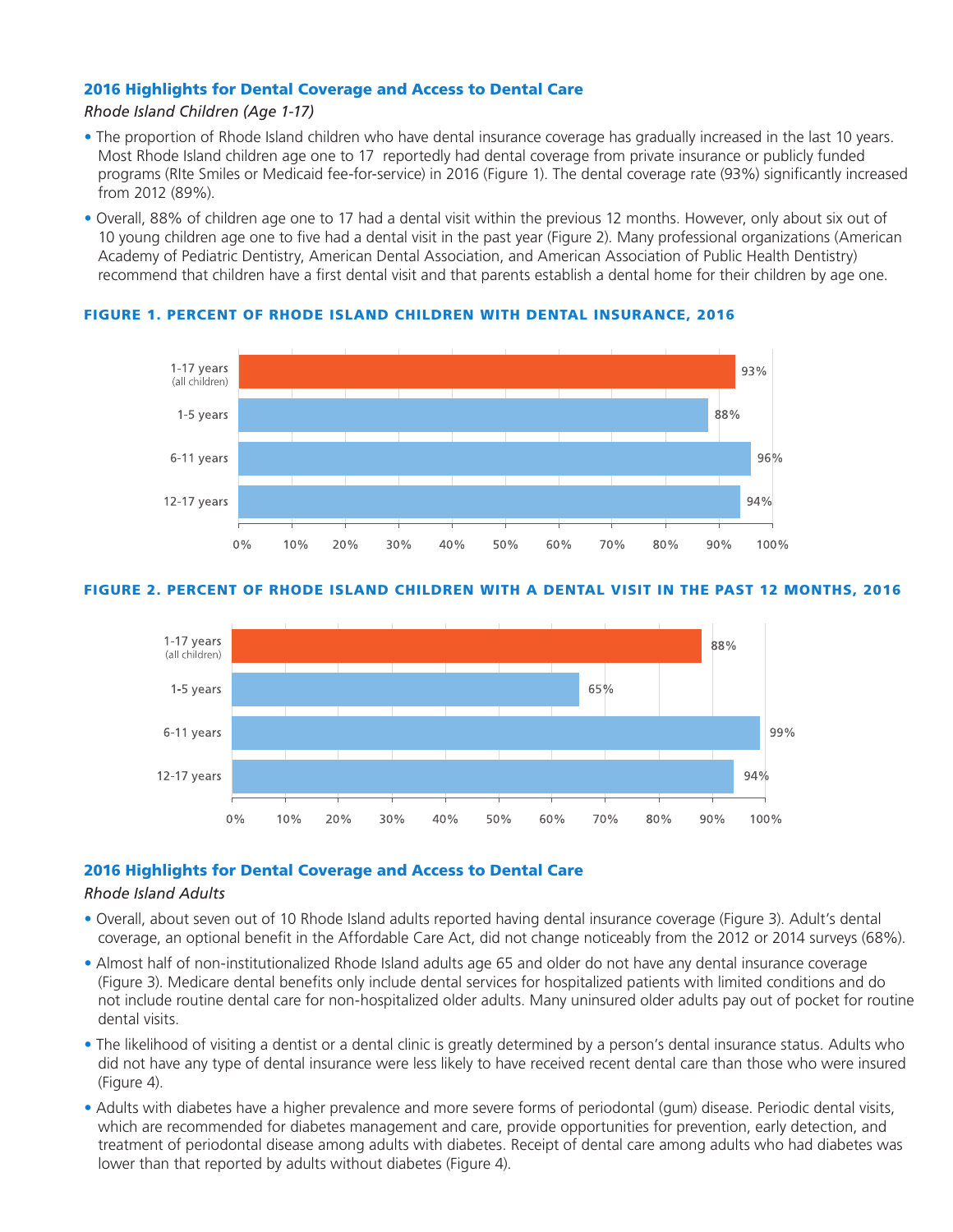### 2016 Highlights for Dental Coverage and Access to Dental Care

*Rhode Island Children (Age 1-17)*

- The proportion of Rhode Island children who have dental insurance coverage has gradually increased in the last 10 years. Most Rhode Island children age one to 17 reportedly had dental coverage from private insurance or publicly funded programs (RIte Smiles or Medicaid fee-for-service) in 2016 (Figure 1). The dental coverage rate (93%) significantly increased from 2012 (89%).
- Overall, 88% of children age one to 17 had a dental visit within the previous 12 months. However, only about six out of 10 young children age one to five had a dental visit in the past year (Figure 2). Many professional organizations (American Academy of Pediatric Dentistry, American Dental Association, and American Association of Public Health Dentistry) recommend that children have a first dental visit and that parents establish a dental home for their children by age one.

**FIGURE 1. PERCENT OF RHODE ISLAND CHILDREN WITH DENTAL INSURANCE, 2016**

| Age group | Percent |
|---|---|
| 1-17 years (all children) | 93% |
| 1-5 years | 88% |
| 6-11 years | 96% |
| 12-17 years | 94% |

**FIGURE 2. PERCENT OF RHODE ISLAND CHILDREN WITH A DENTAL VISIT IN THE PAST 12 MONTHS, 2016**

| Age group | Percent |
|---|---|
| 1-17 years (all children) | 88% |
| 1-5 years | 65% |
| 6-11 years | 99% |
| 12-17 years | 94% |

### 2016 Highlights for Dental Coverage and Access to Dental Care

*Rhode Island Adults*

- Overall, about seven out of 10 Rhode Island adults reported having dental insurance coverage (Figure 3). Adult's dental coverage, an optional benefit in the Affordable Care Act, did not change noticeably from the 2012 or 2014 surveys (68%).
- Almost half of non-institutionalized Rhode Island adults age 65 and older do not have any dental insurance coverage (Figure 3). Medicare dental benefits only include dental services for hospitalized patients with limited conditions and do not include routine dental care for non-hospitalized older adults. Many uninsured older adults pay out of pocket for routine dental visits.
- The likelihood of visiting a dentist or a dental clinic is greatly determined by a person's dental insurance status. Adults who did not have any type of dental insurance were less likely to have received recent dental care than those who were insured (Figure 4).
- Adults with diabetes have a higher prevalence and more severe forms of periodontal (gum) disease. Periodic dental visits, which are recommended for diabetes management and care, provide opportunities for prevention, early detection, and treatment of periodontal disease among adults with diabetes. Receipt of dental care among adults who had diabetes was lower than that reported by adults without diabetes (Figure 4).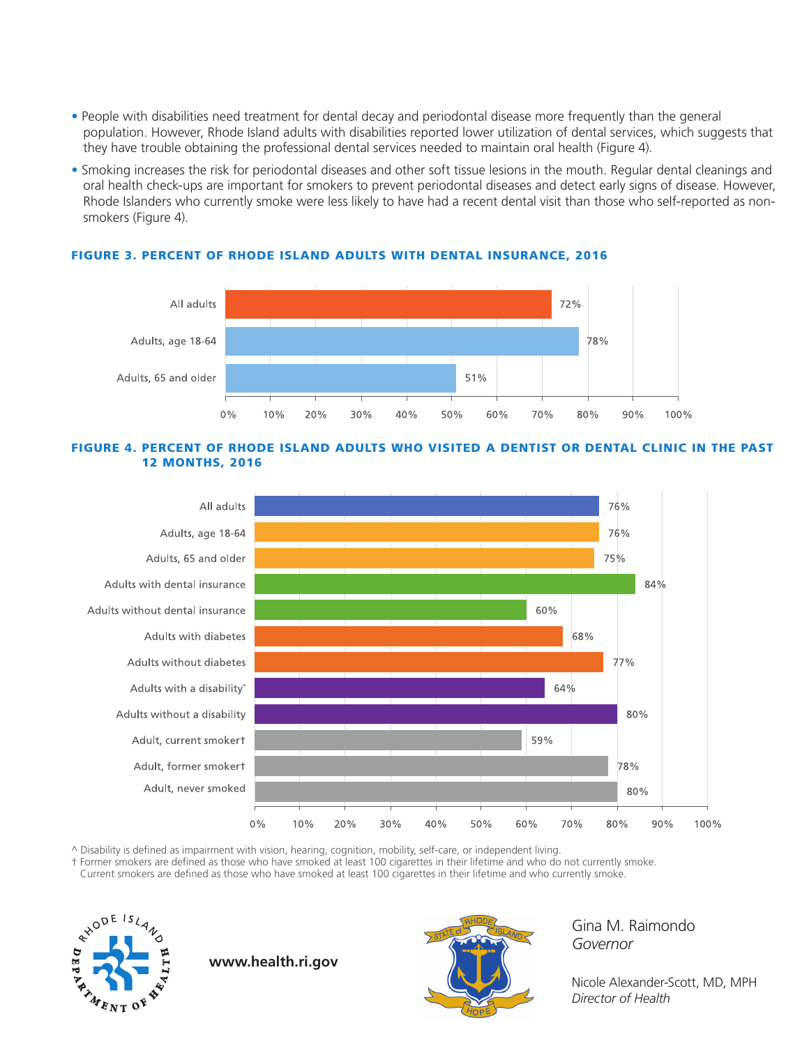- People with disabilities need treatment for dental decay and periodontal disease more frequently than the general population. However, Rhode Island adults with disabilities reported lower utilization of dental services, which suggests that they have trouble obtaining the professional dental services needed to maintain oral health (Figure 4).
- Smoking increases the risk for periodontal diseases and other soft tissue lesions in the mouth. Regular dental cleanings and oral health check-ups are important for smokers to prevent periodontal diseases and detect early signs of disease. However, Rhode Islanders who currently smoke were less likely to have had a recent dental visit than those who self-reported as non-smokers (Figure 4).

### FIGURE 3. PERCENT OF RHODE ISLAND ADULTS WITH DENTAL INSURANCE, 2016

All adults 72%
Adults, age 18-64 78%
Adults, 65 and older 51%

0% 10% 20% 30% 40% 50% 60% 70% 80% 90% 100%

### FIGURE 4. PERCENT OF RHODE ISLAND ADULTS WHO VISITED A DENTIST OR DENTAL CLINIC IN THE PAST 12 MONTHS, 2016

All adults 76%
Adults, age 18-64 76%
Adults, 65 and older 75%
Adults with dental insurance 84%
Adults without dental insurance 60%
Adults with diabetes 68%
Adults without diabetes 77%
Adults with a disability^ 64%
Adults without a disability 80%
Adult, current smoker† 59%
Adult, former smoker† 78%
Adult, never smoked 80%

0% 10% 20% 30% 40% 50% 60% 70% 80% 90% 100%

^ Disability is defined as impairment with vision, hearing, cognition, mobility, self-care, or independent living.
† Former smokers are defined as those who have smoked at least 100 cigarettes in their lifetime and who do not currently smoke.
Current smokers are defined as those who have smoked at least 100 cigarettes in their lifetime and who currently smoke.

RHODE ISLAND DEPARTMENT OF HEALTH

**www.health.ri.gov**

STATE of RHODE ISLAND
HOPE

Gina M. Raimondo
*Governor*

Nicole Alexander-Scott, MD, MPH
*Director of Health*